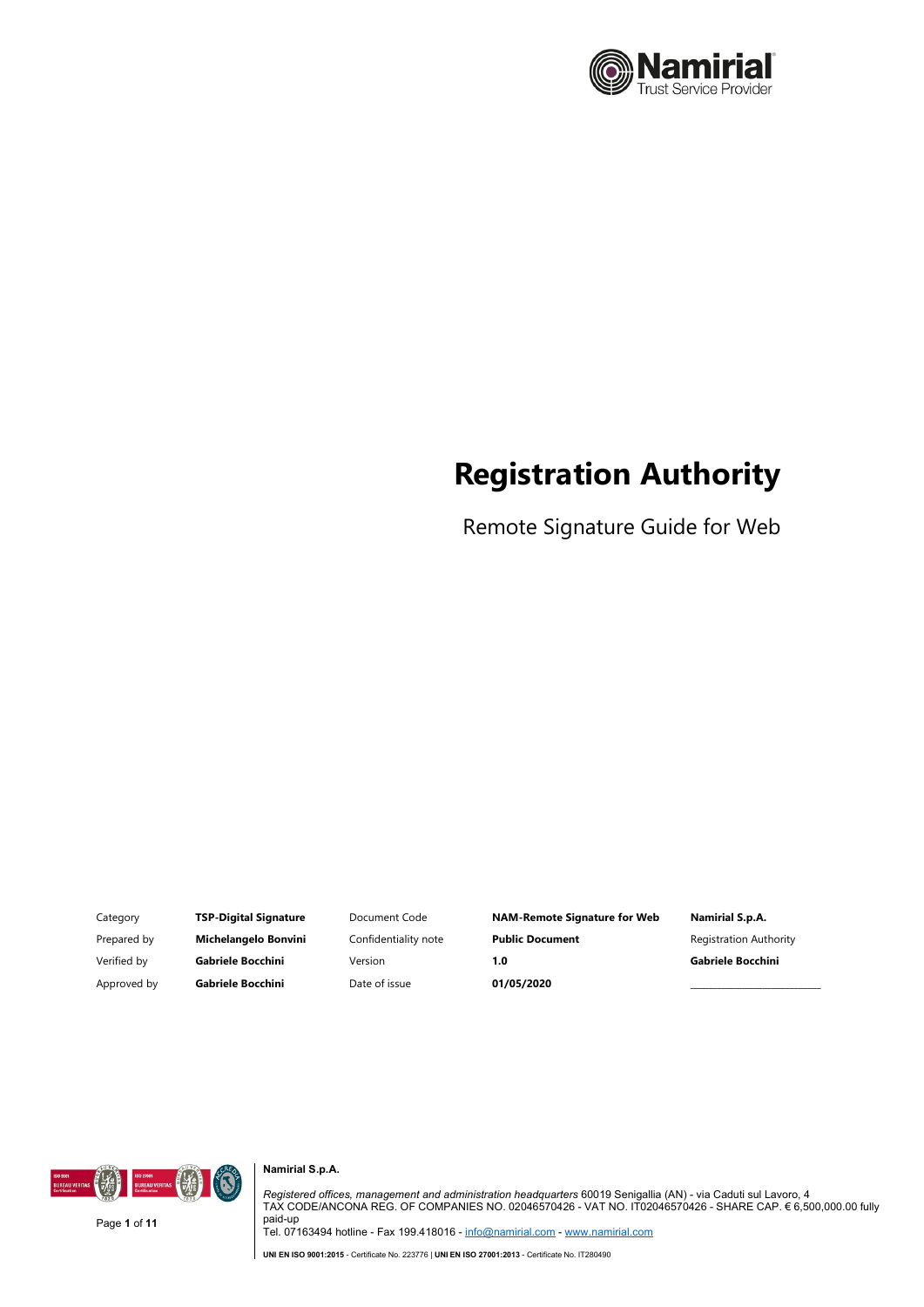# Registration Authority

Remote Signature Guide for Web

| Category | **TSP-Digital Signature** | Document Code | **NAM-Remote Signature for Web** | **Namirial S.p.A.** |
|---|---|---|---|---|
| Prepared by | **Michelangelo Bonvini** | Confidentiality note | **Public Document** | Registration Authority |
| Verified by | **Gabriele Bocchini** | Version | **1.0** | **Gabriele Bocchini** |
| Approved by | **Gabriele Bocchini** | Date of issue | **01/05/2020** | ________________________ |

**Namirial S.p.A.**

*Registered offices, management and administration headquarters* 60019 Senigallia (AN) - via Caduti sul Lavoro, 4
TAX CODE/ANCONA REG. OF COMPANIES NO. 02046570426 - VAT NO. IT02046570426 - SHARE CAP. € 6,500,000.00 fully paid-up
Tel. 07163494 hotline - Fax 199.418016 - info@namirial.com - www.namirial.com

**UNI EN ISO 9001:2015** - Certificate No. 223776 | **UNI EN ISO 27001:2013** - Certificate No. IT280490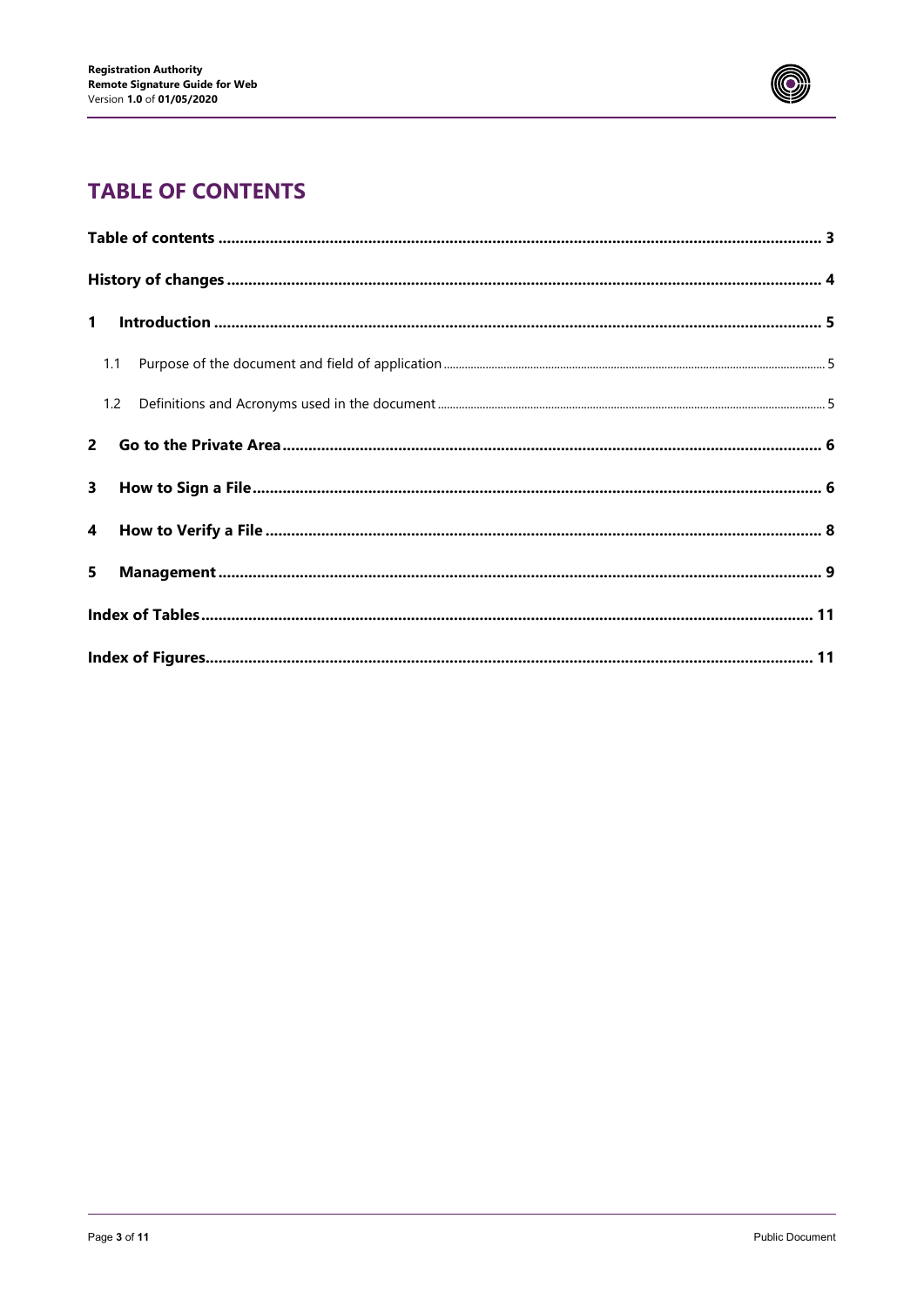# TABLE OF CONTENTS

Table of contents ........................................................ 3

History of changes ........................................................ 4

1 Introduction ........................................................ 5

1.1 Purpose of the document and field of application ........................................................ 5

1.2 Definitions and Acronyms used in the document ........................................................ 5

2 Go to the Private Area ........................................................ 6

3 How to Sign a File ........................................................ 6

4 How to Verify a File ........................................................ 8

5 Management ........................................................ 9

Index of Tables ........................................................ 11

Index of Figures ........................................................ 11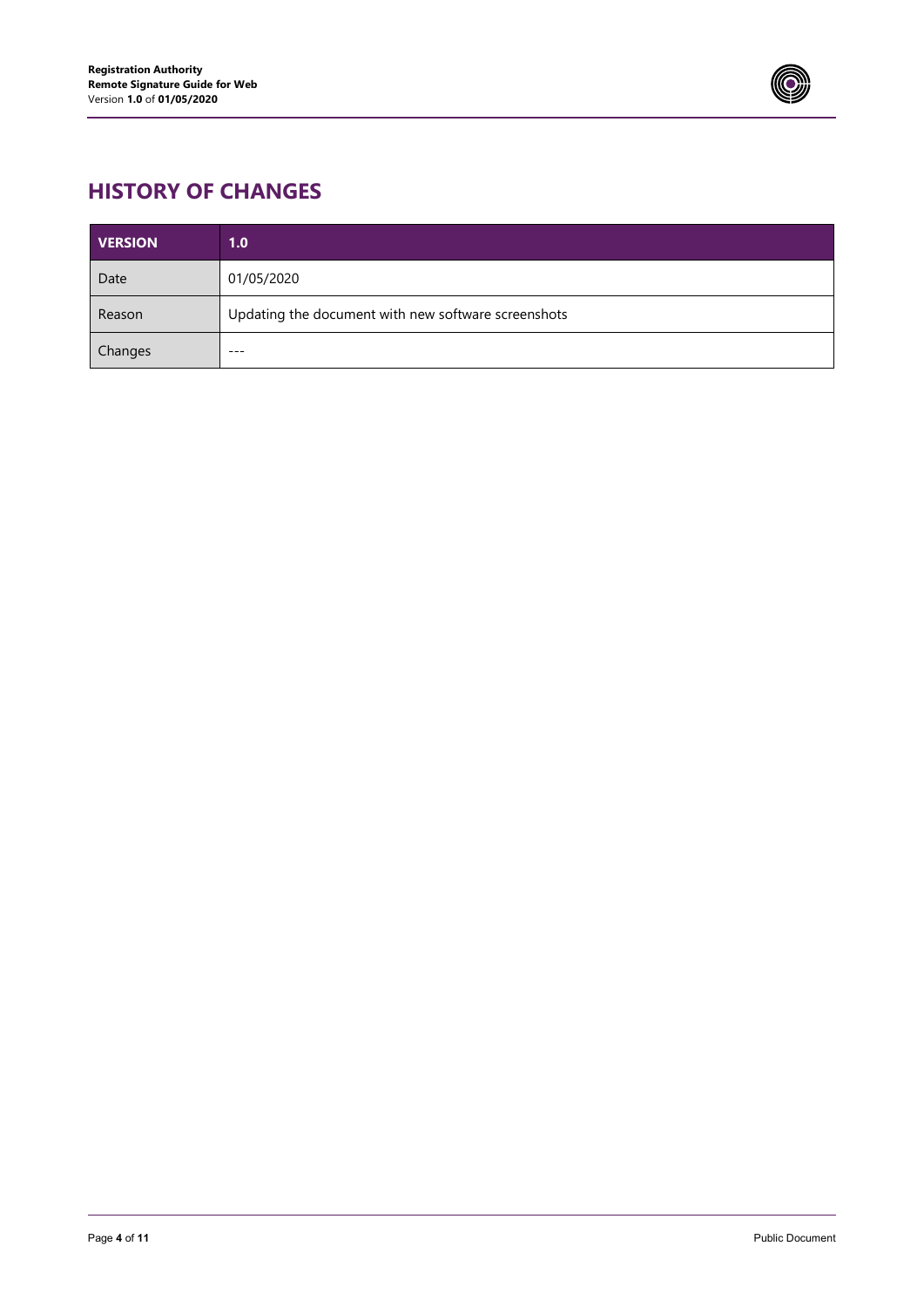# HISTORY OF CHANGES

| VERSION | 1.0 |
|---|---|
| Date | 01/05/2020 |
| Reason | Updating the document with new software screenshots |
| Changes | --- |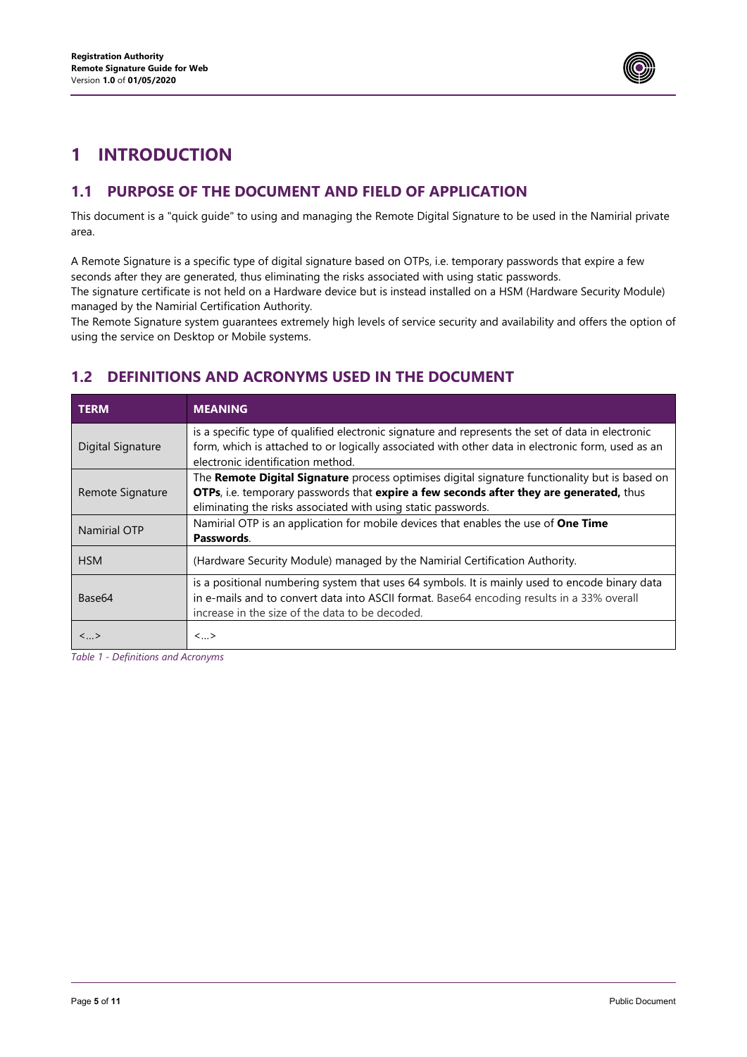# 1 INTRODUCTION

## 1.1 PURPOSE OF THE DOCUMENT AND FIELD OF APPLICATION

This document is a "quick guide" to using and managing the Remote Digital Signature to be used in the Namirial private area.

A Remote Signature is a specific type of digital signature based on OTPs, i.e. temporary passwords that expire a few seconds after they are generated, thus eliminating the risks associated with using static passwords.
The signature certificate is not held on a Hardware device but is instead installed on a HSM (Hardware Security Module) managed by the Namirial Certification Authority.
The Remote Signature system guarantees extremely high levels of service security and availability and offers the option of using the service on Desktop or Mobile systems.

## 1.2 DEFINITIONS AND ACRONYMS USED IN THE DOCUMENT

| TERM | MEANING |
|---|---|
| Digital Signature | is a specific type of qualified electronic signature and represents the set of data in electronic form, which is attached to or logically associated with other data in electronic form, used as an electronic identification method. |
| Remote Signature | The **Remote Digital Signature** process optimises digital signature functionality but is based on **OTPs**, i.e. temporary passwords that **expire a few seconds after they are generated,** thus eliminating the risks associated with using static passwords. |
| Namirial OTP | Namirial OTP is an application for mobile devices that enables the use of **One Time Passwords**. |
| HSM | (Hardware Security Module) managed by the Namirial Certification Authority. |
| Base64 | is a positional numbering system that uses 64 symbols. It is mainly used to encode binary data in e-mails and to convert data into ASCII format. Base64 encoding results in a 33% overall increase in the size of the data to be decoded. |
| <…> | <…> |

*Table 1 - Definitions and Acronyms*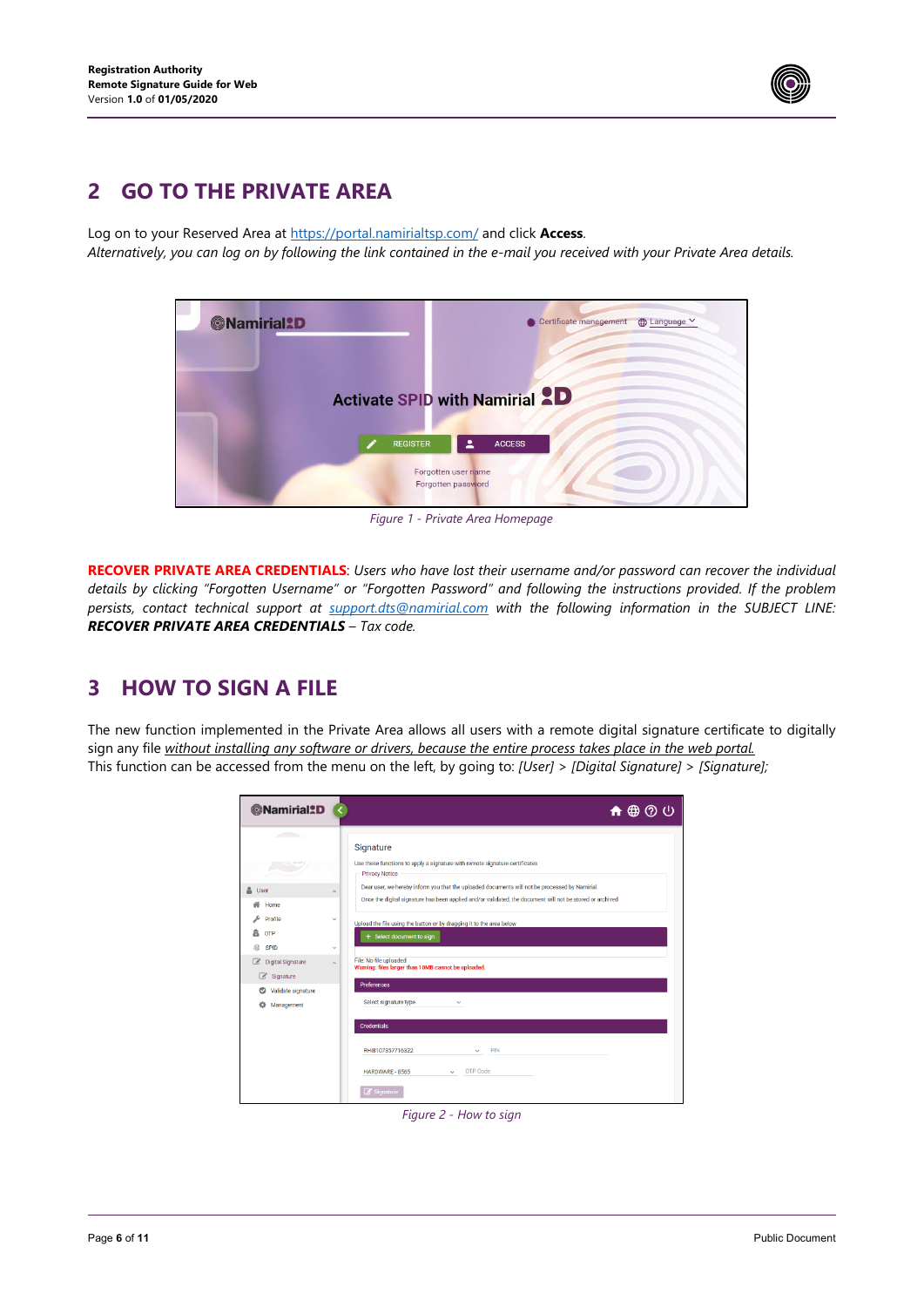## 2 GO TO THE PRIVATE AREA

Log on to your Reserved Area at https://portal.namirialtsp.com/ and click **Access**.
*Alternatively, you can log on by following the link contained in the e-mail you received with your Private Area details.*

*Figure 1 - Private Area Homepage*

**RECOVER PRIVATE AREA CREDENTIALS**: *Users who have lost their username and/or password can recover the individual details by clicking "Forgotten Username" or "Forgotten Password" and following the instructions provided. If the problem persists, contact technical support at support.dts@namirial.com with the following information in the SUBJECT LINE:* ***RECOVER PRIVATE AREA CREDENTIALS*** *– Tax code.*

## 3 HOW TO SIGN A FILE

The new function implemented in the Private Area allows all users with a remote digital signature certificate to digitally sign any file *without installing any software or drivers, because the entire process takes place in the web portal.*
This function can be accessed from the menu on the left, by going to: *[User] > [Digital Signature] > [Signature];*

*Figure 2 - How to sign*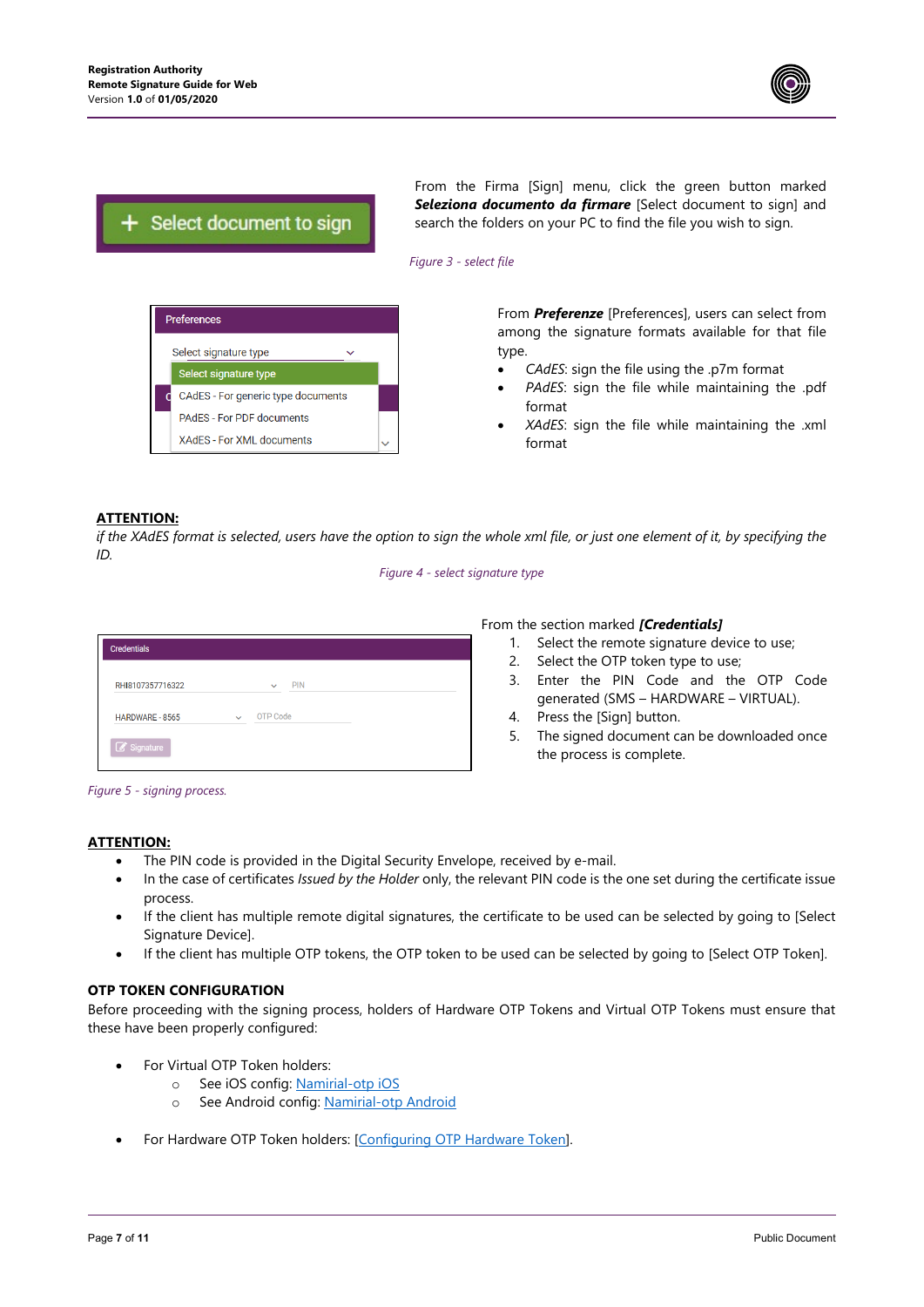From the Firma [Sign] menu, click the green button marked ***Seleziona documento da firmare*** [Select document to sign] and search the folders on your PC to find the file you wish to sign.

*Figure 3 - select file*

From ***Preferenze*** [Preferences], users can select from among the signature formats available for that file type.

- *CAdES*: sign the file using the .p7m format
- *PAdES*: sign the file while maintaining the .pdf format
- *XAdES*: sign the file while maintaining the .xml format

**ATTENTION:**
*if the XAdES format is selected, users have the option to sign the whole xml file, or just one element of it, by specifying the ID.*

*Figure 4 - select signature type*

From the section marked ***[Credentials]***

1. Select the remote signature device to use;
2. Select the OTP token type to use;
3. Enter the PIN Code and the OTP Code generated (SMS – HARDWARE – VIRTUAL).
4. Press the [Sign] button.
5. The signed document can be downloaded once the process is complete.

*Figure 5 - signing process.*

**ATTENTION:**

- The PIN code is provided in the Digital Security Envelope, received by e-mail.
- In the case of certificates *Issued by the Holder* only, the relevant PIN code is the one set during the certificate issue process.
- If the client has multiple remote digital signatures, the certificate to be used can be selected by going to [Select Signature Device].
- If the client has multiple OTP tokens, the OTP token to be used can be selected by going to [Select OTP Token].

**OTP TOKEN CONFIGURATION**

Before proceeding with the signing process, holders of Hardware OTP Tokens and Virtual OTP Tokens must ensure that these have been properly configured:

- For Virtual OTP Token holders:
  - See iOS config: Namirial-otp iOS
  - See Android config: Namirial-otp Android

- For Hardware OTP Token holders: [Configuring OTP Hardware Token].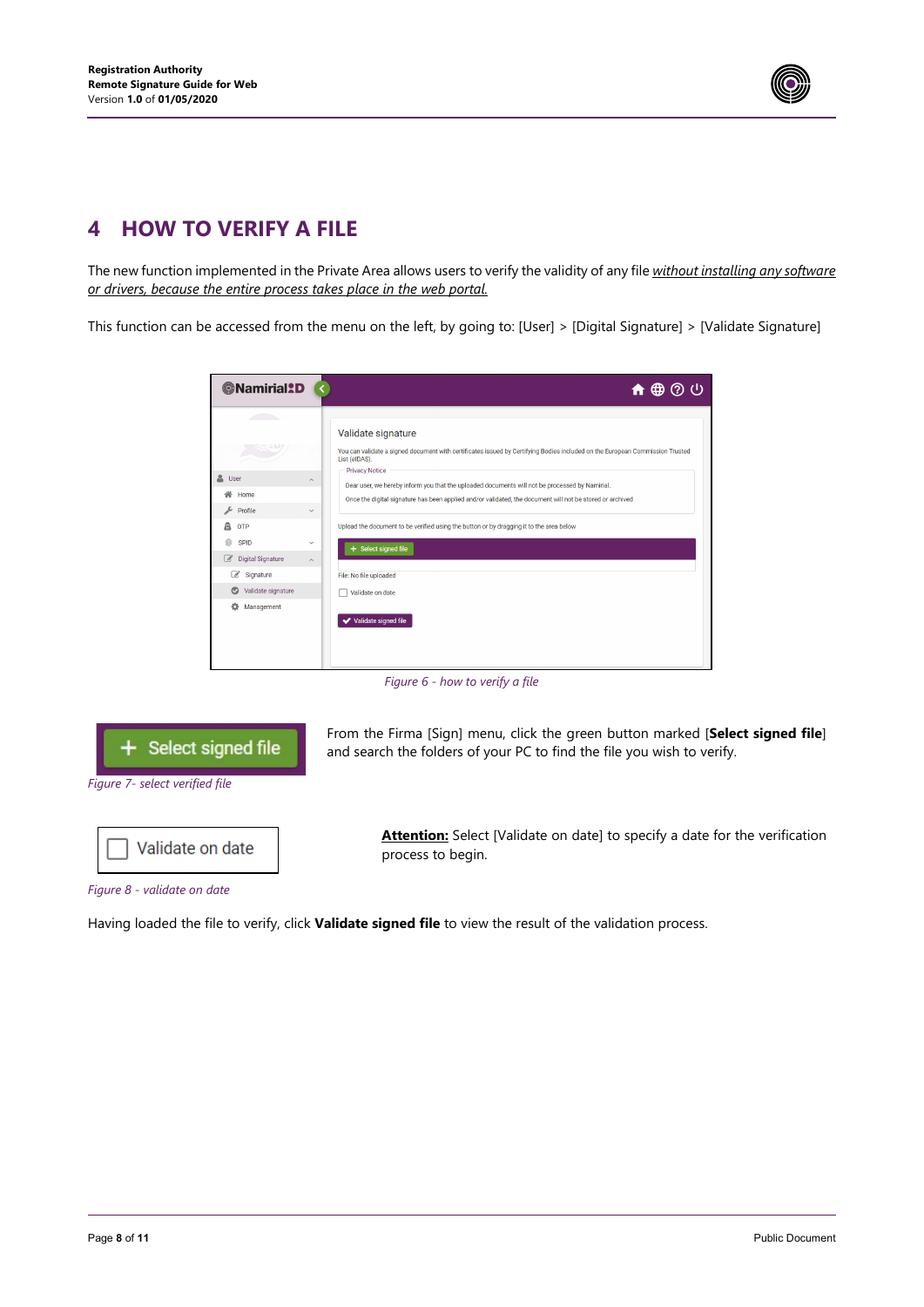# 4 HOW TO VERIFY A FILE

The new function implemented in the Private Area allows users to verify the validity of any file *without installing any software or drivers, because the entire process takes place in the web portal.*

This function can be accessed from the menu on the left, by going to: [User] > [Digital Signature] > [Validate Signature]

*Figure 6 - how to verify a file*

*Figure 7- select verified file*

From the Firma [Sign] menu, click the green button marked [**Select signed file**] and search the folders of your PC to find the file you wish to verify.

*Figure 8 - validate on date*

**Attention:** Select [Validate on date] to specify a date for the verification process to begin.

Having loaded the file to verify, click **Validate signed file** to view the result of the validation process.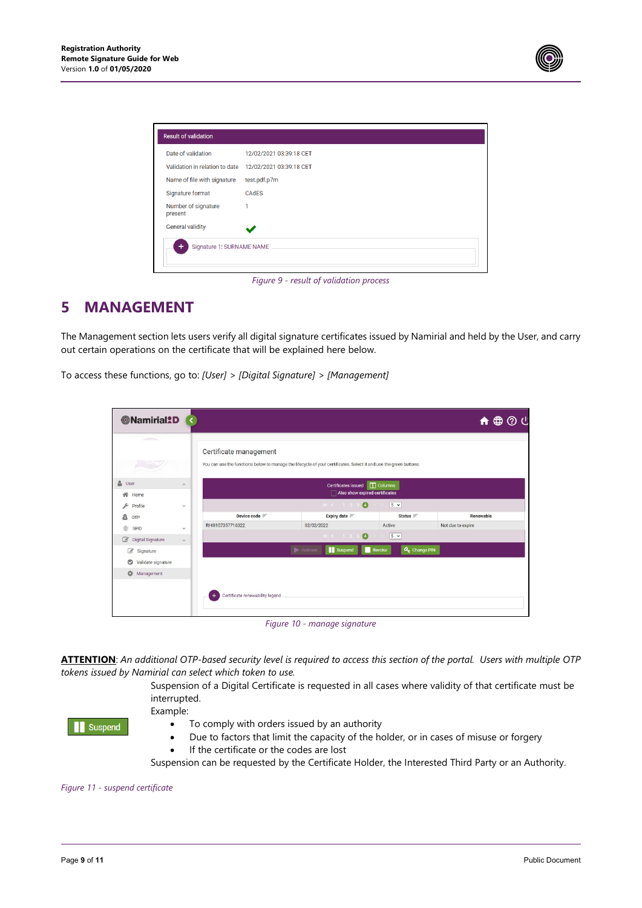Figure 9 - result of validation process

# 5 MANAGEMENT

The Management section lets users verify all digital signature certificates issued by Namirial and held by the User, and carry out certain operations on the certificate that will be explained here below.

To access these functions, go to: *[User]* > *[Digital Signature]* > *[Management]*

Figure 10 - manage signature

**ATTENTION**: *An additional OTP-based security level is required to access this section of the portal. Users with multiple OTP tokens issued by Namirial can select which token to use.*

Suspension of a Digital Certificate is requested in all cases where validity of that certificate must be interrupted.

Example:

- To comply with orders issued by an authority
- Due to factors that limit the capacity of the holder, or in cases of misuse or forgery
- If the certificate or the codes are lost

Suspension can be requested by the Certificate Holder, the Interested Third Party or an Authority.

*Figure 11 - suspend certificate*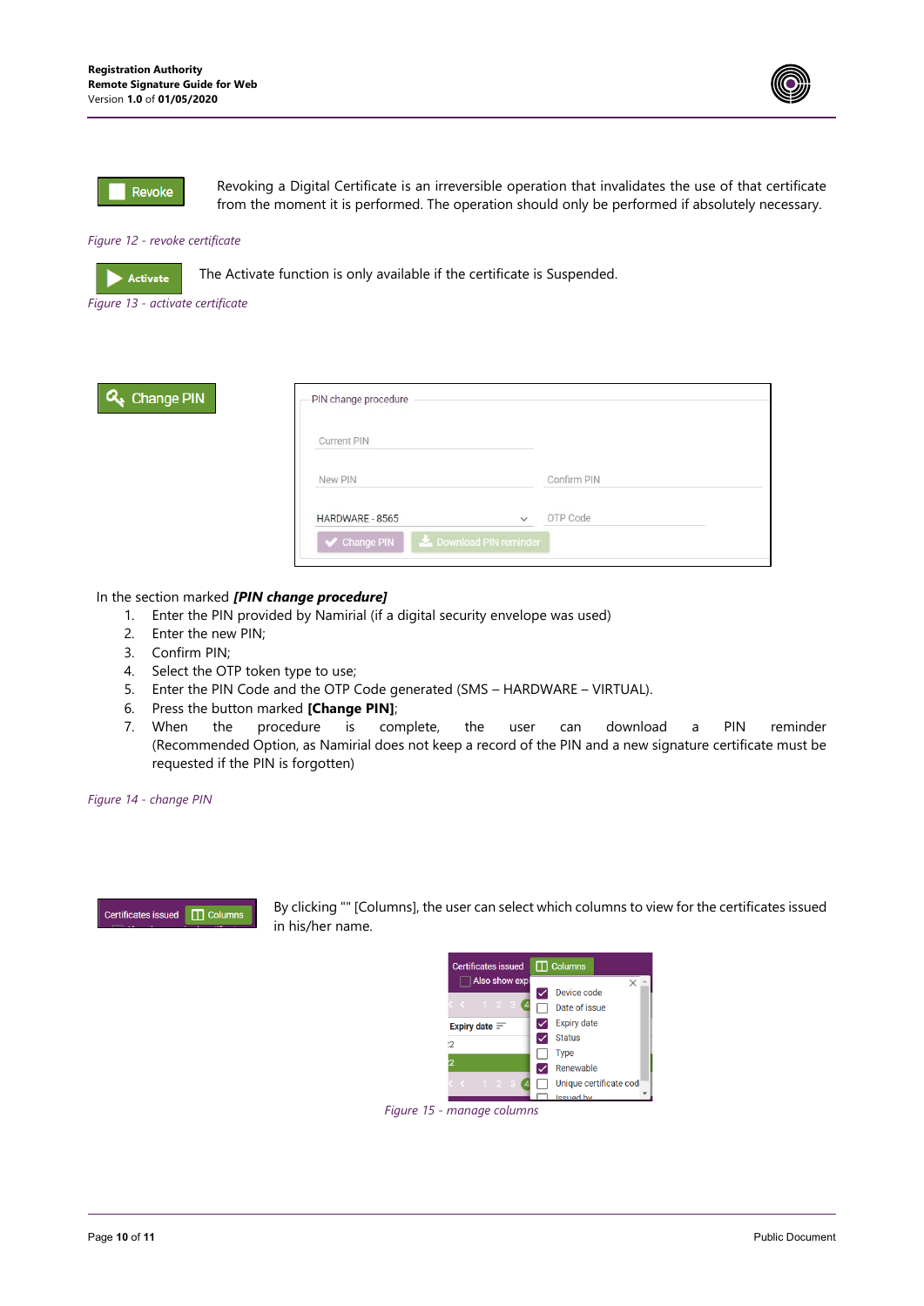Revoke

Revoking a Digital Certificate is an irreversible operation that invalidates the use of that certificate from the moment it is performed. The operation should only be performed if absolutely necessary.

*Figure 12 - revoke certificate*

Activate

The Activate function is only available if the certificate is Suspended.

*Figure 13 - activate certificate*

Change PIN

PIN change procedure

Current PIN

New PIN | Confirm PIN

HARDWARE - 8565 | OTP Code

Change PIN | Download PIN reminder

In the section marked ***[PIN change procedure]***

1. Enter the PIN provided by Namirial (if a digital security envelope was used)
2. Enter the new PIN;
3. Confirm PIN;
4. Select the OTP token type to use;
5. Enter the PIN Code and the OTP Code generated (SMS – HARDWARE – VIRTUAL).
6. Press the button marked **[Change PIN]**;
7. When the procedure is complete, the user can download a PIN reminder (Recommended Option, as Namirial does not keep a record of the PIN and a new signature certificate must be requested if the PIN is forgotten)

*Figure 14 - change PIN*

Certificates issued | Columns

By clicking "" [Columns], the user can select which columns to view for the certificates issued in his/her name.

Certificates issued | Columns

- [x] Device code
- [ ] Date of issue
- [x] Expiry date
- [x] Status
- [ ] Type
- [x] Renewable
- [ ] Unique certificate cod
- [ ] Issued by

*Figure 15 - manage columns*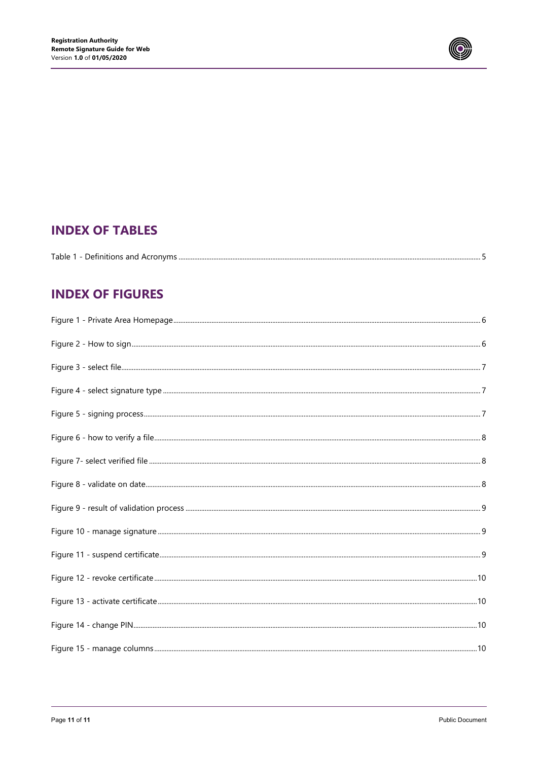## INDEX OF TABLES

Table 1 - Definitions and Acronyms ........................................................ 5

## INDEX OF FIGURES

Figure 1 - Private Area Homepage ........................................................ 6

Figure 2 - How to sign ........................................................ 6

Figure 3 - select file ........................................................ 7

Figure 4 - select signature type ........................................................ 7

Figure 5 - signing process ........................................................ 7

Figure 6 - how to verify a file ........................................................ 8

Figure 7- select verified file ........................................................ 8

Figure 8 - validate on date ........................................................ 8

Figure 9 - result of validation process ........................................................ 9

Figure 10 - manage signature ........................................................ 9

Figure 11 - suspend certificate ........................................................ 9

Figure 12 - revoke certificate ........................................................ 10

Figure 13 - activate certificate ........................................................ 10

Figure 14 - change PIN ........................................................ 10

Figure 15 - manage columns ........................................................ 10